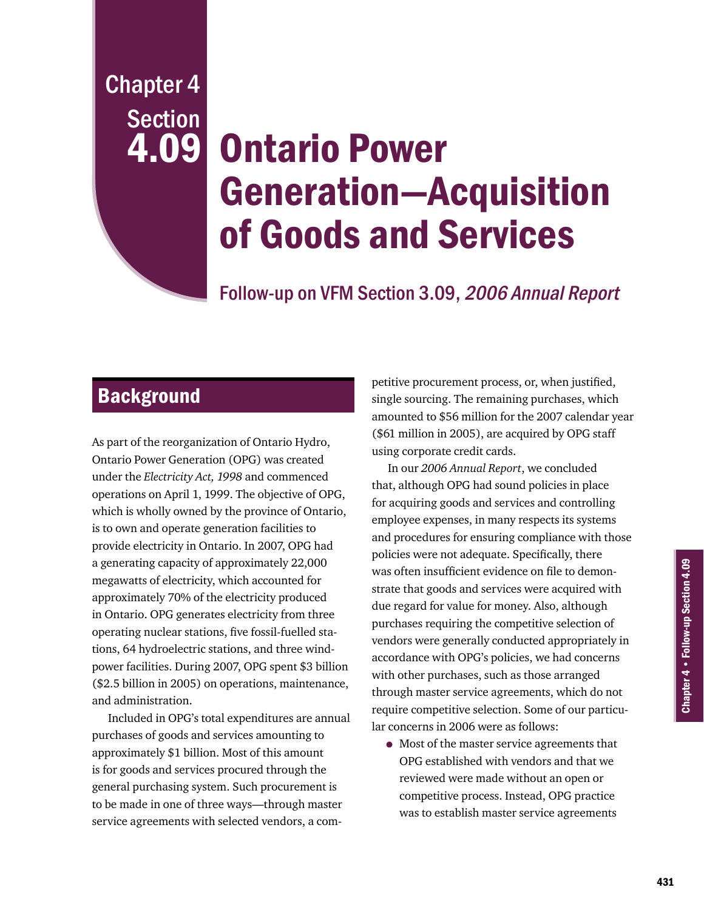Chapter 4
Section

# 4.09 Ontario Power Generation—Acquisition of Goods and Services

## Follow-up on VFM Section 3.09, *2006 Annual Report*

## Background

As part of the reorganization of Ontario Hydro, Ontario Power Generation (OPG) was created under the *Electricity Act, 1998* and commenced operations on April 1, 1999. The objective of OPG, which is wholly owned by the province of Ontario, is to own and operate generation facilities to provide electricity in Ontario. In 2007, OPG had a generating capacity of approximately 22,000 megawatts of electricity, which accounted for approximately 70% of the electricity produced in Ontario. OPG generates electricity from three operating nuclear stations, five fossil-fuelled stations, 64 hydroelectric stations, and three wind-power facilities. During 2007, OPG spent $3 billion ($2.5 billion in 2005) on operations, maintenance, and administration.

Included in OPG's total expenditures are annual purchases of goods and services amounting to approximately $1 billion. Most of this amount is for goods and services procured through the general purchasing system. Such procurement is to be made in one of three ways—through master service agreements with selected vendors, a competitive procurement process, or, when justified, single sourcing. The remaining purchases, which amounted to $56 million for the 2007 calendar year ($61 million in 2005), are acquired by OPG staff using corporate credit cards.

In our *2006 Annual Report*, we concluded that, although OPG had sound policies in place for acquiring goods and services and controlling employee expenses, in many respects its systems and procedures for ensuring compliance with those policies were not adequate. Specifically, there was often insufficient evidence on file to demonstrate that goods and services were acquired with due regard for value for money. Also, although purchases requiring the competitive selection of vendors were generally conducted appropriately in accordance with OPG's policies, we had concerns with other purchases, such as those arranged through master service agreements, which do not require competitive selection. Some of our particular concerns in 2006 were as follows:

- Most of the master service agreements that OPG established with vendors and that we reviewed were made without an open or competitive process. Instead, OPG practice was to establish master service agreements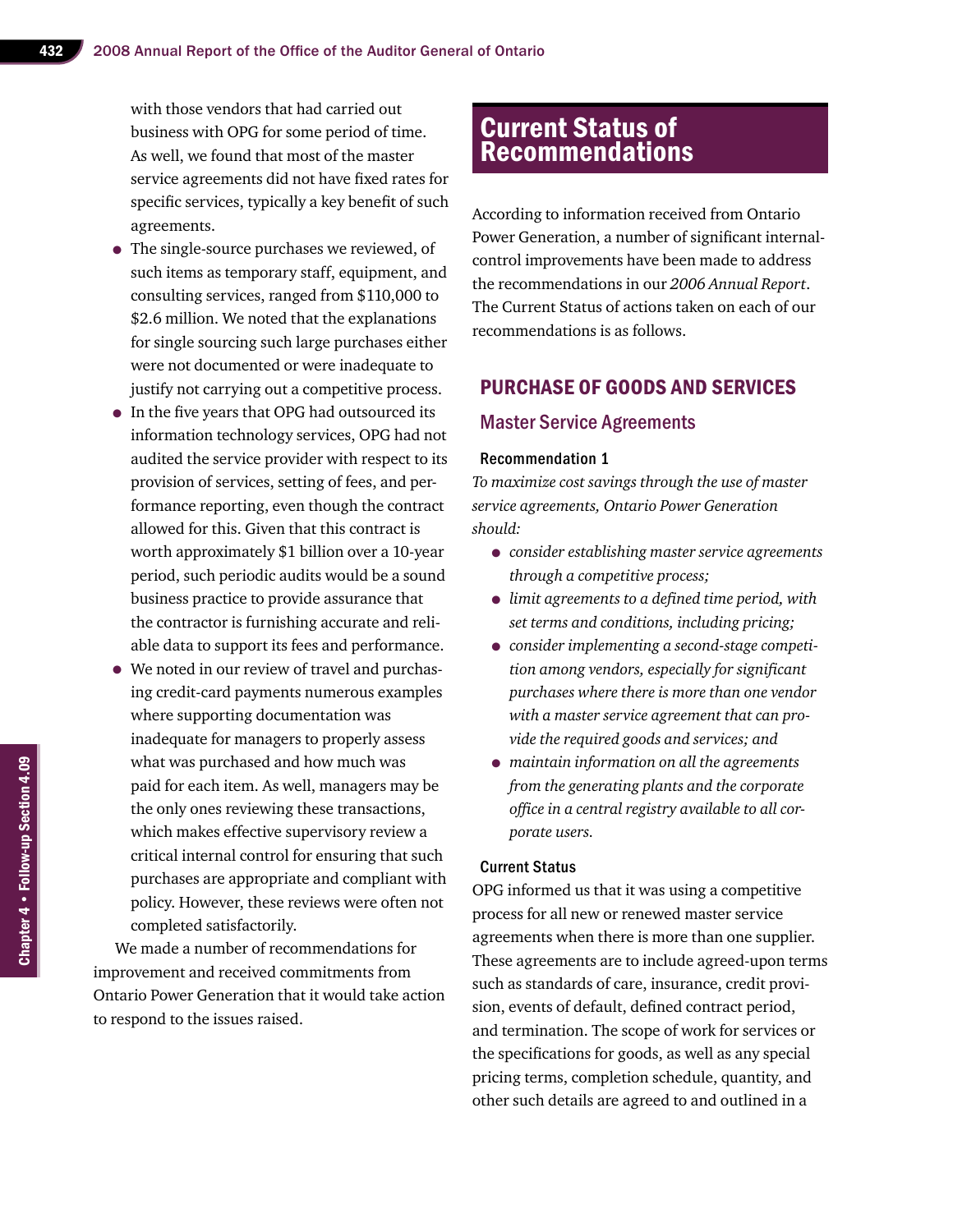with those vendors that had carried out business with OPG for some period of time. As well, we found that most of the master service agreements did not have fixed rates for specific services, typically a key benefit of such agreements.

- The single-source purchases we reviewed, of such items as temporary staff, equipment, and consulting services, ranged from $110,000 to $2.6 million. We noted that the explanations for single sourcing such large purchases either were not documented or were inadequate to justify not carrying out a competitive process.
- In the five years that OPG had outsourced its information technology services, OPG had not audited the service provider with respect to its provision of services, setting of fees, and performance reporting, even though the contract allowed for this. Given that this contract is worth approximately $1 billion over a 10-year period, such periodic audits would be a sound business practice to provide assurance that the contractor is furnishing accurate and reliable data to support its fees and performance.
- We noted in our review of travel and purchasing credit-card payments numerous examples where supporting documentation was inadequate for managers to properly assess what was purchased and how much was paid for each item. As well, managers may be the only ones reviewing these transactions, which makes effective supervisory review a critical internal control for ensuring that such purchases are appropriate and compliant with policy. However, these reviews were often not completed satisfactorily.

We made a number of recommendations for improvement and received commitments from Ontario Power Generation that it would take action to respond to the issues raised.

# Current Status of Recommendations

According to information received from Ontario Power Generation, a number of significant internal-control improvements have been made to address the recommendations in our *2006 Annual Report*. The Current Status of actions taken on each of our recommendations is as follows.

## PURCHASE OF GOODS AND SERVICES

### Master Service Agreements

#### Recommendation 1

*To maximize cost savings through the use of master service agreements, Ontario Power Generation should:*

- *consider establishing master service agreements through a competitive process;*
- *limit agreements to a defined time period, with set terms and conditions, including pricing;*
- *consider implementing a second-stage competition among vendors, especially for significant purchases where there is more than one vendor with a master service agreement that can provide the required goods and services; and*
- *maintain information on all the agreements from the generating plants and the corporate office in a central registry available to all corporate users.*

#### Current Status

OPG informed us that it was using a competitive process for all new or renewed master service agreements when there is more than one supplier. These agreements are to include agreed-upon terms such as standards of care, insurance, credit provision, events of default, defined contract period, and termination. The scope of work for services or the specifications for goods, as well as any special pricing terms, completion schedule, quantity, and other such details are agreed to and outlined in a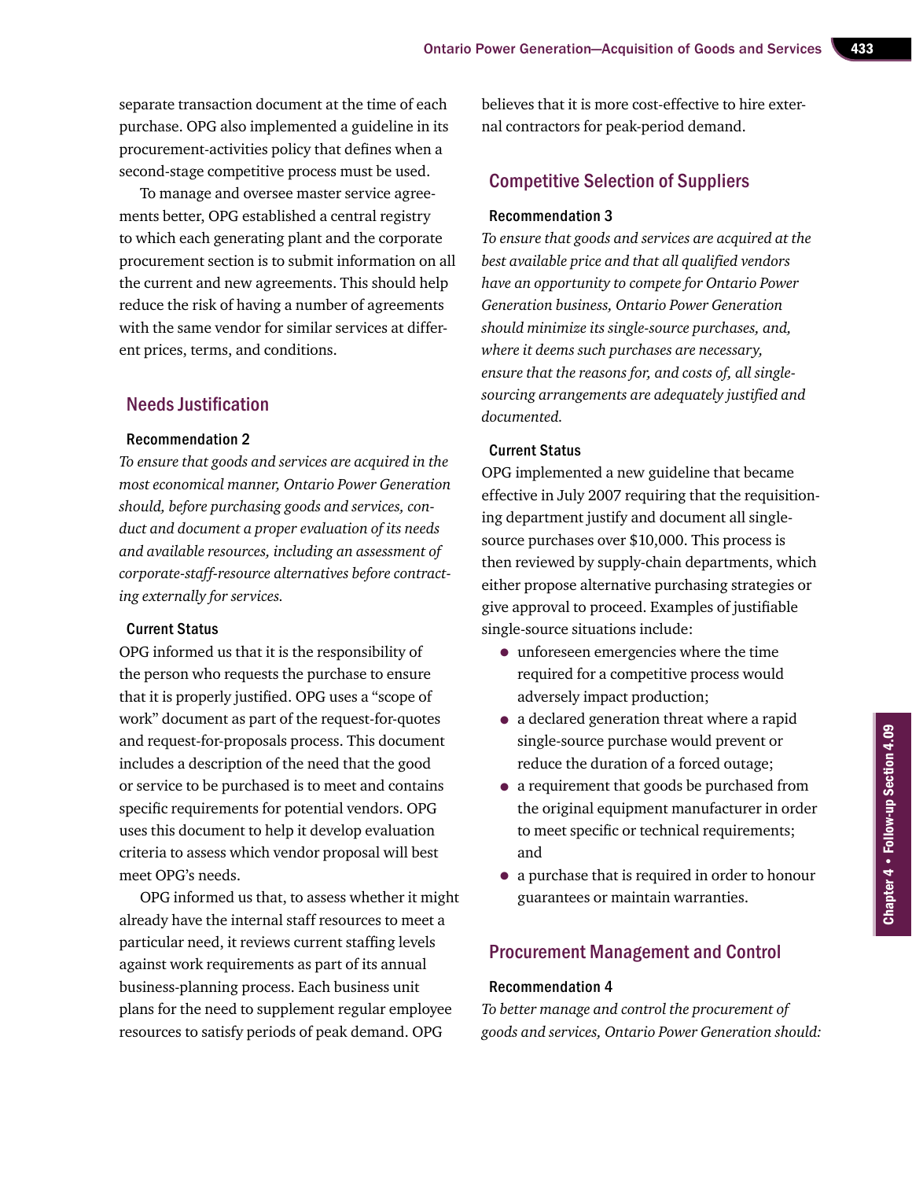separate transaction document at the time of each purchase. OPG also implemented a guideline in its procurement-activities policy that defines when a second-stage competitive process must be used.

To manage and oversee master service agreements better, OPG established a central registry to which each generating plant and the corporate procurement section is to submit information on all the current and new agreements. This should help reduce the risk of having a number of agreements with the same vendor for similar services at different prices, terms, and conditions.

## Needs Justification

### Recommendation 2

*To ensure that goods and services are acquired in the most economical manner, Ontario Power Generation should, before purchasing goods and services, conduct and document a proper evaluation of its needs and available resources, including an assessment of corporate-staff-resource alternatives before contracting externally for services.*

### Current Status

OPG informed us that it is the responsibility of the person who requests the purchase to ensure that it is properly justified. OPG uses a "scope of work" document as part of the request-for-quotes and request-for-proposals process. This document includes a description of the need that the good or service to be purchased is to meet and contains specific requirements for potential vendors. OPG uses this document to help it develop evaluation criteria to assess which vendor proposal will best meet OPG's needs.

OPG informed us that, to assess whether it might already have the internal staff resources to meet a particular need, it reviews current staffing levels against work requirements as part of its annual business-planning process. Each business unit plans for the need to supplement regular employee resources to satisfy periods of peak demand. OPG believes that it is more cost-effective to hire external contractors for peak-period demand.

## Competitive Selection of Suppliers

### Recommendation 3

*To ensure that goods and services are acquired at the best available price and that all qualified vendors have an opportunity to compete for Ontario Power Generation business, Ontario Power Generation should minimize its single-source purchases, and, where it deems such purchases are necessary, ensure that the reasons for, and costs of, all single-sourcing arrangements are adequately justified and documented.*

### Current Status

OPG implemented a new guideline that became effective in July 2007 requiring that the requisitioning department justify and document all single-source purchases over $10,000. This process is then reviewed by supply-chain departments, which either propose alternative purchasing strategies or give approval to proceed. Examples of justifiable single-source situations include:

- unforeseen emergencies where the time required for a competitive process would adversely impact production;
- a declared generation threat where a rapid single-source purchase would prevent or reduce the duration of a forced outage;
- a requirement that goods be purchased from the original equipment manufacturer in order to meet specific or technical requirements; and
- a purchase that is required in order to honour guarantees or maintain warranties.

## Procurement Management and Control

### Recommendation 4

*To better manage and control the procurement of goods and services, Ontario Power Generation should:*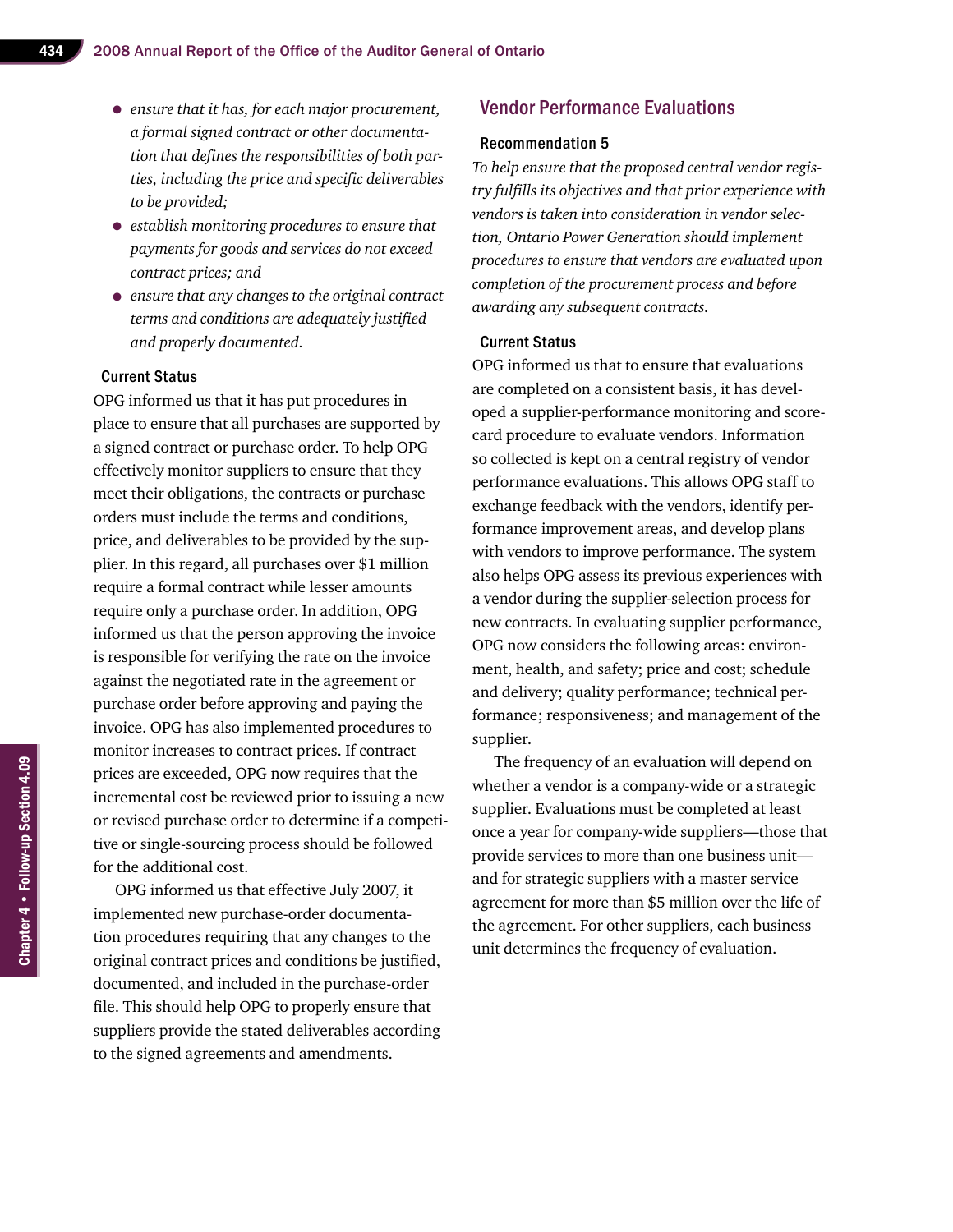- *ensure that it has, for each major procurement, a formal signed contract or other documentation that defines the responsibilities of both parties, including the price and specific deliverables to be provided;*
- *establish monitoring procedures to ensure that payments for goods and services do not exceed contract prices; and*
- *ensure that any changes to the original contract terms and conditions are adequately justified and properly documented.*

#### Current Status

OPG informed us that it has put procedures in place to ensure that all purchases are supported by a signed contract or purchase order. To help OPG effectively monitor suppliers to ensure that they meet their obligations, the contracts or purchase orders must include the terms and conditions, price, and deliverables to be provided by the supplier. In this regard, all purchases over $1 million require a formal contract while lesser amounts require only a purchase order. In addition, OPG informed us that the person approving the invoice is responsible for verifying the rate on the invoice against the negotiated rate in the agreement or purchase order before approving and paying the invoice. OPG has also implemented procedures to monitor increases to contract prices. If contract prices are exceeded, OPG now requires that the incremental cost be reviewed prior to issuing a new or revised purchase order to determine if a competitive or single-sourcing process should be followed for the additional cost.

OPG informed us that effective July 2007, it implemented new purchase-order documentation procedures requiring that any changes to the original contract prices and conditions be justified, documented, and included in the purchase-order file. This should help OPG to properly ensure that suppliers provide the stated deliverables according to the signed agreements and amendments.

## Vendor Performance Evaluations

#### Recommendation 5

*To help ensure that the proposed central vendor registry fulfills its objectives and that prior experience with vendors is taken into consideration in vendor selection, Ontario Power Generation should implement procedures to ensure that vendors are evaluated upon completion of the procurement process and before awarding any subsequent contracts.*

#### Current Status

OPG informed us that to ensure that evaluations are completed on a consistent basis, it has developed a supplier-performance monitoring and scorecard procedure to evaluate vendors. Information so collected is kept on a central registry of vendor performance evaluations. This allows OPG staff to exchange feedback with the vendors, identify performance improvement areas, and develop plans with vendors to improve performance. The system also helps OPG assess its previous experiences with a vendor during the supplier-selection process for new contracts. In evaluating supplier performance, OPG now considers the following areas: environment, health, and safety; price and cost; schedule and delivery; quality performance; technical performance; responsiveness; and management of the supplier.

The frequency of an evaluation will depend on whether a vendor is a company-wide or a strategic supplier. Evaluations must be completed at least once a year for company-wide suppliers—those that provide services to more than one business unit—and for strategic suppliers with a master service agreement for more than $5 million over the life of the agreement. For other suppliers, each business unit determines the frequency of evaluation.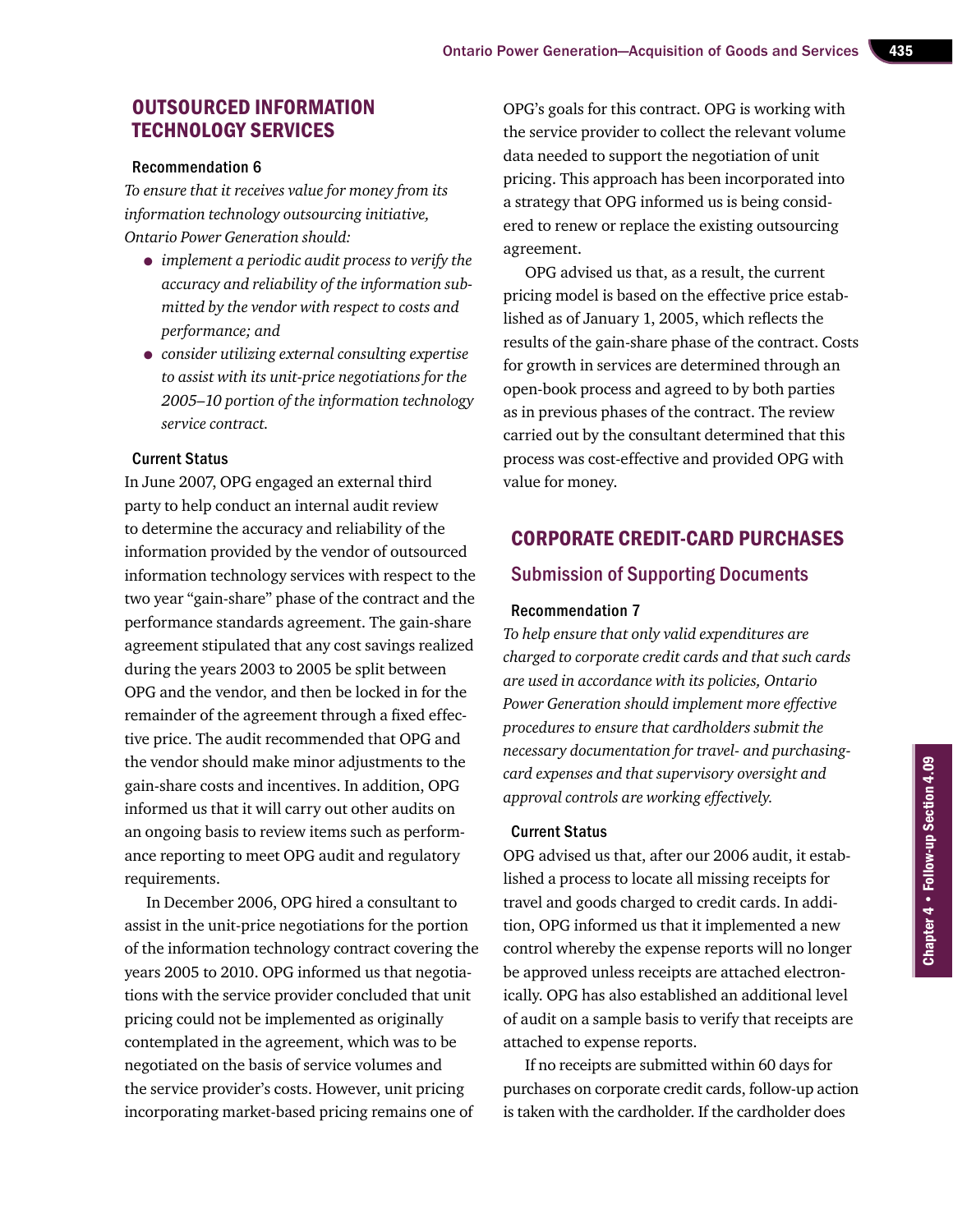## OUTSOURCED INFORMATION TECHNOLOGY SERVICES

### Recommendation 6

*To ensure that it receives value for money from its information technology outsourcing initiative, Ontario Power Generation should:*

- *implement a periodic audit process to verify the accuracy and reliability of the information submitted by the vendor with respect to costs and performance; and*
- *consider utilizing external consulting expertise to assist with its unit-price negotiations for the 2005–10 portion of the information technology service contract.*

### Current Status

In June 2007, OPG engaged an external third party to help conduct an internal audit review to determine the accuracy and reliability of the information provided by the vendor of outsourced information technology services with respect to the two year "gain-share" phase of the contract and the performance standards agreement. The gain-share agreement stipulated that any cost savings realized during the years 2003 to 2005 be split between OPG and the vendor, and then be locked in for the remainder of the agreement through a fixed effective price. The audit recommended that OPG and the vendor should make minor adjustments to the gain-share costs and incentives. In addition, OPG informed us that it will carry out other audits on an ongoing basis to review items such as performance reporting to meet OPG audit and regulatory requirements.

In December 2006, OPG hired a consultant to assist in the unit-price negotiations for the portion of the information technology contract covering the years 2005 to 2010. OPG informed us that negotiations with the service provider concluded that unit pricing could not be implemented as originally contemplated in the agreement, which was to be negotiated on the basis of service volumes and the service provider's costs. However, unit pricing incorporating market-based pricing remains one of OPG's goals for this contract. OPG is working with the service provider to collect the relevant volume data needed to support the negotiation of unit pricing. This approach has been incorporated into a strategy that OPG informed us is being considered to renew or replace the existing outsourcing agreement.

OPG advised us that, as a result, the current pricing model is based on the effective price established as of January 1, 2005, which reflects the results of the gain-share phase of the contract. Costs for growth in services are determined through an open-book process and agreed to by both parties as in previous phases of the contract. The review carried out by the consultant determined that this process was cost-effective and provided OPG with value for money.

## CORPORATE CREDIT-CARD PURCHASES

## Submission of Supporting Documents

### Recommendation 7

*To help ensure that only valid expenditures are charged to corporate credit cards and that such cards are used in accordance with its policies, Ontario Power Generation should implement more effective procedures to ensure that cardholders submit the necessary documentation for travel- and purchasing-card expenses and that supervisory oversight and approval controls are working effectively.*

### Current Status

OPG advised us that, after our 2006 audit, it established a process to locate all missing receipts for travel and goods charged to credit cards. In addition, OPG informed us that it implemented a new control whereby the expense reports will no longer be approved unless receipts are attached electronically. OPG has also established an additional level of audit on a sample basis to verify that receipts are attached to expense reports.

If no receipts are submitted within 60 days for purchases on corporate credit cards, follow-up action is taken with the cardholder. If the cardholder does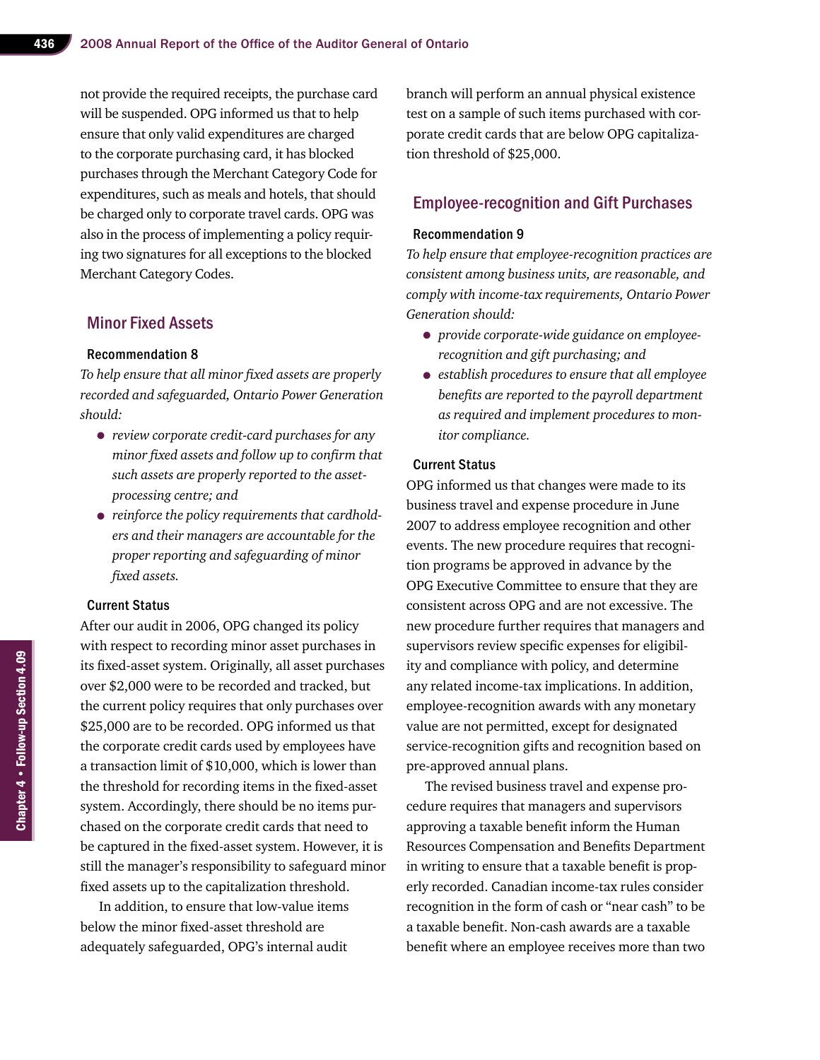not provide the required receipts, the purchase card will be suspended. OPG informed us that to help ensure that only valid expenditures are charged to the corporate purchasing card, it has blocked purchases through the Merchant Category Code for expenditures, such as meals and hotels, that should be charged only to corporate travel cards. OPG was also in the process of implementing a policy requiring two signatures for all exceptions to the blocked Merchant Category Codes.

## Minor Fixed Assets

### Recommendation 8

*To help ensure that all minor fixed assets are properly recorded and safeguarded, Ontario Power Generation should:*

- *review corporate credit-card purchases for any minor fixed assets and follow up to confirm that such assets are properly reported to the asset-processing centre; and*
- *reinforce the policy requirements that cardholders and their managers are accountable for the proper reporting and safeguarding of minor fixed assets.*

### Current Status

After our audit in 2006, OPG changed its policy with respect to recording minor asset purchases in its fixed-asset system. Originally, all asset purchases over $2,000 were to be recorded and tracked, but the current policy requires that only purchases over $25,000 are to be recorded. OPG informed us that the corporate credit cards used by employees have a transaction limit of $10,000, which is lower than the threshold for recording items in the fixed-asset system. Accordingly, there should be no items purchased on the corporate credit cards that need to be captured in the fixed-asset system. However, it is still the manager's responsibility to safeguard minor fixed assets up to the capitalization threshold.

In addition, to ensure that low-value items below the minor fixed-asset threshold are adequately safeguarded, OPG's internal audit branch will perform an annual physical existence test on a sample of such items purchased with corporate credit cards that are below OPG capitalization threshold of $25,000.

## Employee-recognition and Gift Purchases

### Recommendation 9

*To help ensure that employee-recognition practices are consistent among business units, are reasonable, and comply with income-tax requirements, Ontario Power Generation should:*

- *provide corporate-wide guidance on employee-recognition and gift purchasing; and*
- *establish procedures to ensure that all employee benefits are reported to the payroll department as required and implement procedures to monitor compliance.*

### Current Status

OPG informed us that changes were made to its business travel and expense procedure in June 2007 to address employee recognition and other events. The new procedure requires that recognition programs be approved in advance by the OPG Executive Committee to ensure that they are consistent across OPG and are not excessive. The new procedure further requires that managers and supervisors review specific expenses for eligibility and compliance with policy, and determine any related income-tax implications. In addition, employee-recognition awards with any monetary value are not permitted, except for designated service-recognition gifts and recognition based on pre-approved annual plans.

The revised business travel and expense procedure requires that managers and supervisors approving a taxable benefit inform the Human Resources Compensation and Benefits Department in writing to ensure that a taxable benefit is properly recorded. Canadian income-tax rules consider recognition in the form of cash or "near cash" to be a taxable benefit. Non-cash awards are a taxable benefit where an employee receives more than two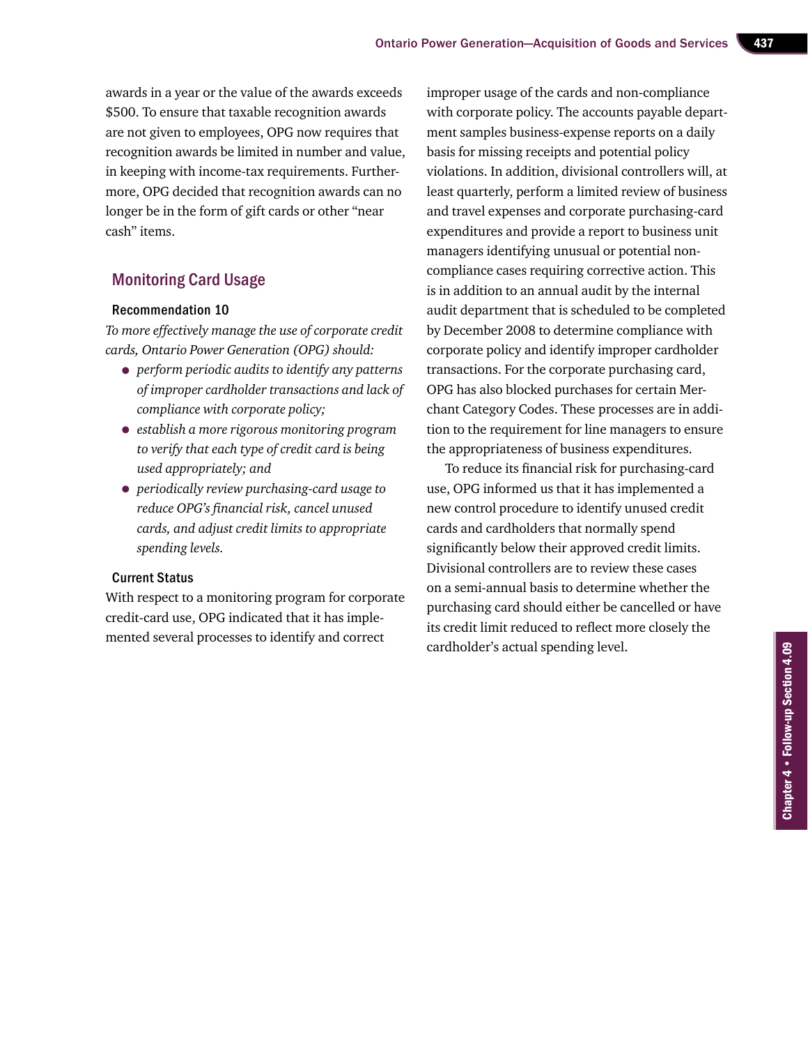awards in a year or the value of the awards exceeds $500. To ensure that taxable recognition awards are not given to employees, OPG now requires that recognition awards be limited in number and value, in keeping with income-tax requirements. Furthermore, OPG decided that recognition awards can no longer be in the form of gift cards or other "near cash" items.

## Monitoring Card Usage

### Recommendation 10

*To more effectively manage the use of corporate credit cards, Ontario Power Generation (OPG) should:*

- *perform periodic audits to identify any patterns of improper cardholder transactions and lack of compliance with corporate policy;*
- *establish a more rigorous monitoring program to verify that each type of credit card is being used appropriately; and*
- *periodically review purchasing-card usage to reduce OPG's financial risk, cancel unused cards, and adjust credit limits to appropriate spending levels.*

### Current Status

With respect to a monitoring program for corporate credit-card use, OPG indicated that it has implemented several processes to identify and correct improper usage of the cards and non-compliance with corporate policy. The accounts payable department samples business-expense reports on a daily basis for missing receipts and potential policy violations. In addition, divisional controllers will, at least quarterly, perform a limited review of business and travel expenses and corporate purchasing-card expenditures and provide a report to business unit managers identifying unusual or potential non-compliance cases requiring corrective action. This is in addition to an annual audit by the internal audit department that is scheduled to be completed by December 2008 to determine compliance with corporate policy and identify improper cardholder transactions. For the corporate purchasing card, OPG has also blocked purchases for certain Merchant Category Codes. These processes are in addition to the requirement for line managers to ensure the appropriateness of business expenditures.

To reduce its financial risk for purchasing-card use, OPG informed us that it has implemented a new control procedure to identify unused credit cards and cardholders that normally spend significantly below their approved credit limits. Divisional controllers are to review these cases on a semi-annual basis to determine whether the purchasing card should either be cancelled or have its credit limit reduced to reflect more closely the cardholder's actual spending level.